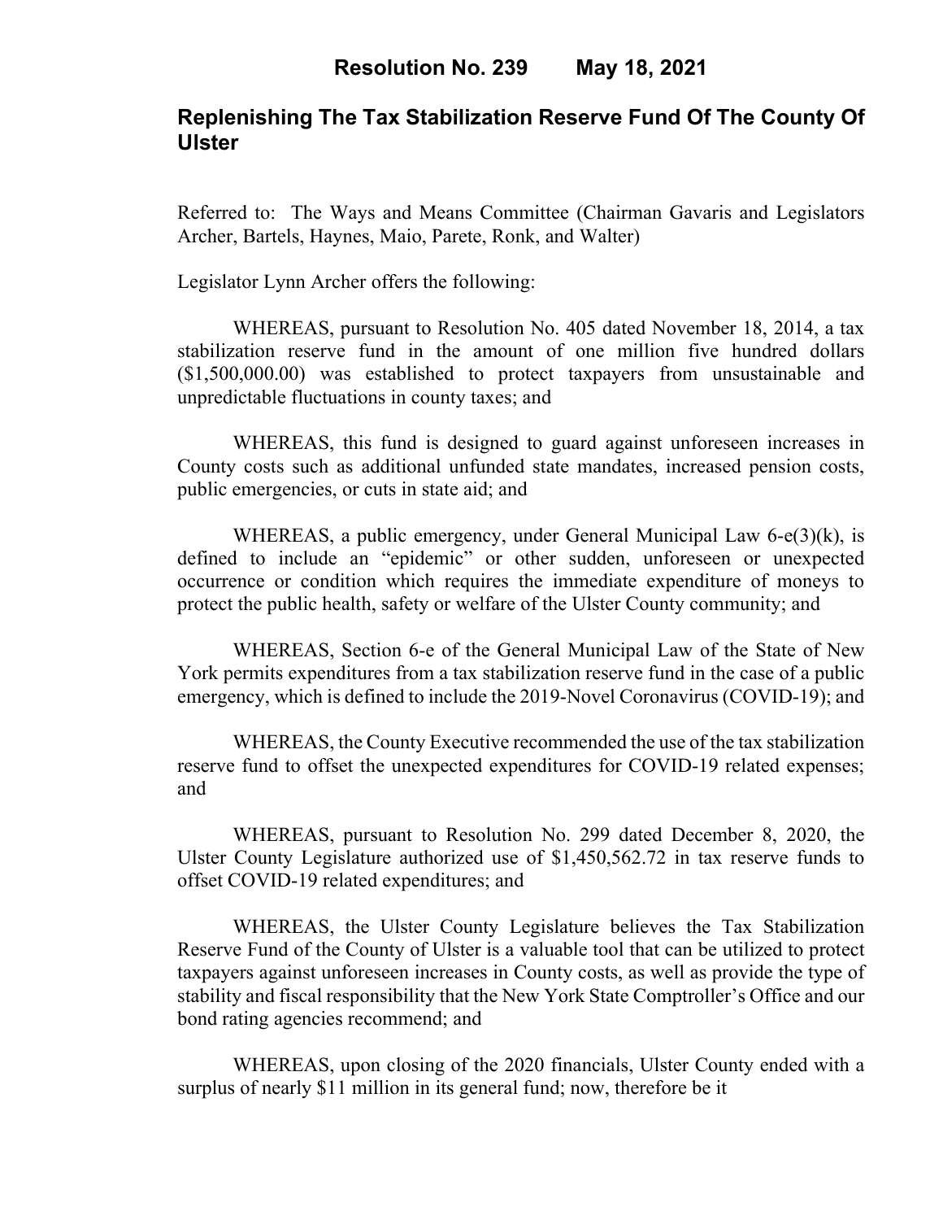# Resolution No. 239 May 18, 2021

## Replenishing The Tax Stabilization Reserve Fund Of The County Of Ulster

Referred to: The Ways and Means Committee (Chairman Gavaris and Legislators Archer, Bartels, Haynes, Maio, Parete, Ronk, and Walter)

Legislator Lynn Archer offers the following:

WHEREAS, pursuant to Resolution No. 405 dated November 18, 2014, a tax stabilization reserve fund in the amount of one million five hundred dollars ($1,500,000.00) was established to protect taxpayers from unsustainable and unpredictable fluctuations in county taxes; and

WHEREAS, this fund is designed to guard against unforeseen increases in County costs such as additional unfunded state mandates, increased pension costs, public emergencies, or cuts in state aid; and

WHEREAS, a public emergency, under General Municipal Law 6-e(3)(k), is defined to include an "epidemic" or other sudden, unforeseen or unexpected occurrence or condition which requires the immediate expenditure of moneys to protect the public health, safety or welfare of the Ulster County community; and

WHEREAS, Section 6-e of the General Municipal Law of the State of New York permits expenditures from a tax stabilization reserve fund in the case of a public emergency, which is defined to include the 2019-Novel Coronavirus (COVID-19); and

WHEREAS, the County Executive recommended the use of the tax stabilization reserve fund to offset the unexpected expenditures for COVID-19 related expenses; and

WHEREAS, pursuant to Resolution No. 299 dated December 8, 2020, the Ulster County Legislature authorized use of $1,450,562.72 in tax reserve funds to offset COVID-19 related expenditures; and

WHEREAS, the Ulster County Legislature believes the Tax Stabilization Reserve Fund of the County of Ulster is a valuable tool that can be utilized to protect taxpayers against unforeseen increases in County costs, as well as provide the type of stability and fiscal responsibility that the New York State Comptroller's Office and our bond rating agencies recommend; and

WHEREAS, upon closing of the 2020 financials, Ulster County ended with a surplus of nearly $11 million in its general fund; now, therefore be it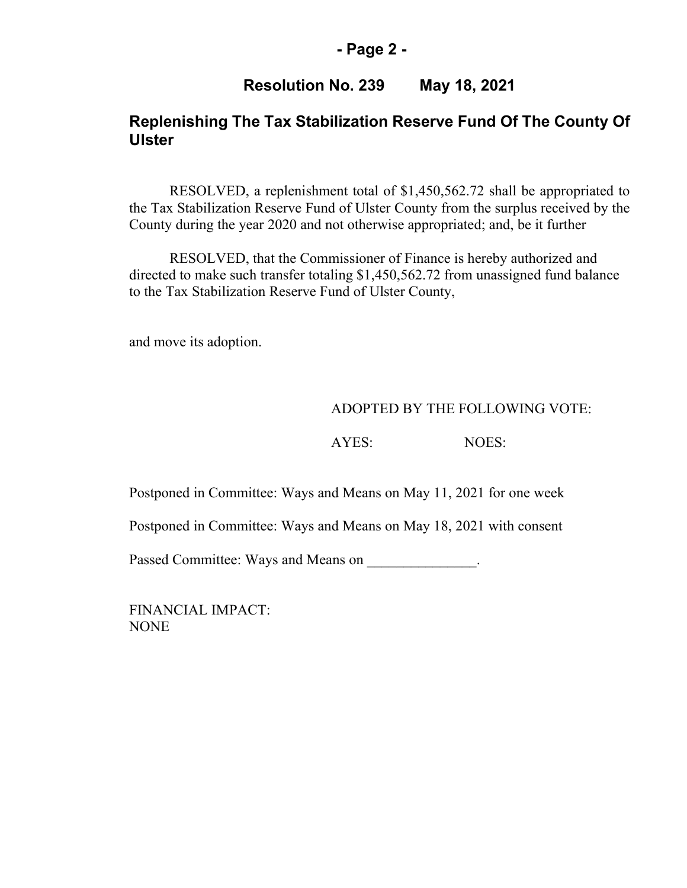## Resolution No. 239 May 18, 2021

## Replenishing The Tax Stabilization Reserve Fund Of The County Of Ulster

RESOLVED, a replenishment total of $1,450,562.72 shall be appropriated to the Tax Stabilization Reserve Fund of Ulster County from the surplus received by the County during the year 2020 and not otherwise appropriated; and, be it further

RESOLVED, that the Commissioner of Finance is hereby authorized and directed to make such transfer totaling $1,450,562.72 from unassigned fund balance to the Tax Stabilization Reserve Fund of Ulster County,

and move its adoption.

ADOPTED BY THE FOLLOWING VOTE:

AYES: NOES:

Postponed in Committee: Ways and Means on May 11, 2021 for one week

Postponed in Committee: Ways and Means on May 18, 2021 with consent

Passed Committee: Ways and Means on _______________.

FINANCIAL IMPACT:
NONE